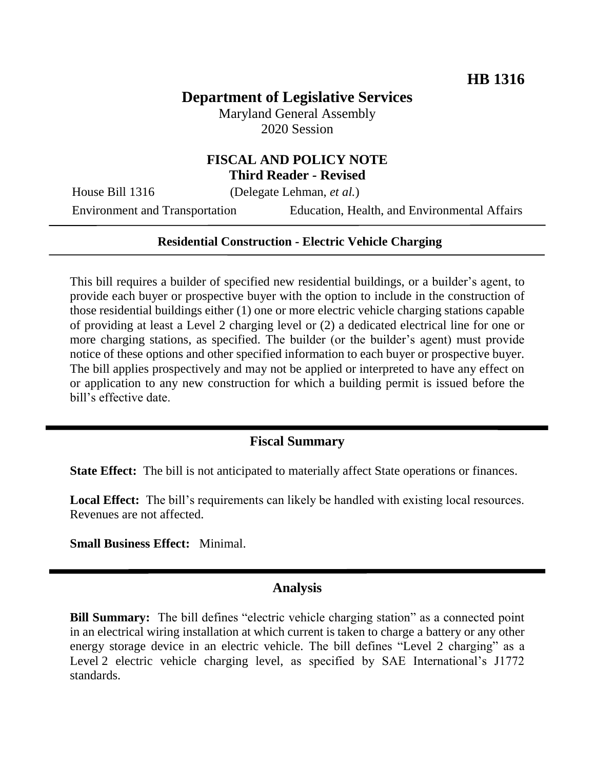**HB 1316**

# Department of Legislative Services

Maryland General Assembly
2020 Session

## FISCAL AND POLICY NOTE
**Third Reader - Revised**

House Bill 1316 (Delegate Lehman, *et al.*)

Environment and Transportation Education, Health, and Environmental Affairs

**Residential Construction - Electric Vehicle Charging**

This bill requires a builder of specified new residential buildings, or a builder's agent, to provide each buyer or prospective buyer with the option to include in the construction of those residential buildings either (1) one or more electric vehicle charging stations capable of providing at least a Level 2 charging level or (2) a dedicated electrical line for one or more charging stations, as specified. The builder (or the builder's agent) must provide notice of these options and other specified information to each buyer or prospective buyer. The bill applies prospectively and may not be applied or interpreted to have any effect on or application to any new construction for which a building permit is issued before the bill's effective date.

## Fiscal Summary

**State Effect:** The bill is not anticipated to materially affect State operations or finances.

**Local Effect:** The bill's requirements can likely be handled with existing local resources. Revenues are not affected.

**Small Business Effect:** Minimal.

## Analysis

**Bill Summary:** The bill defines "electric vehicle charging station" as a connected point in an electrical wiring installation at which current is taken to charge a battery or any other energy storage device in an electric vehicle. The bill defines "Level 2 charging" as a Level 2 electric vehicle charging level, as specified by SAE International's J1772 standards.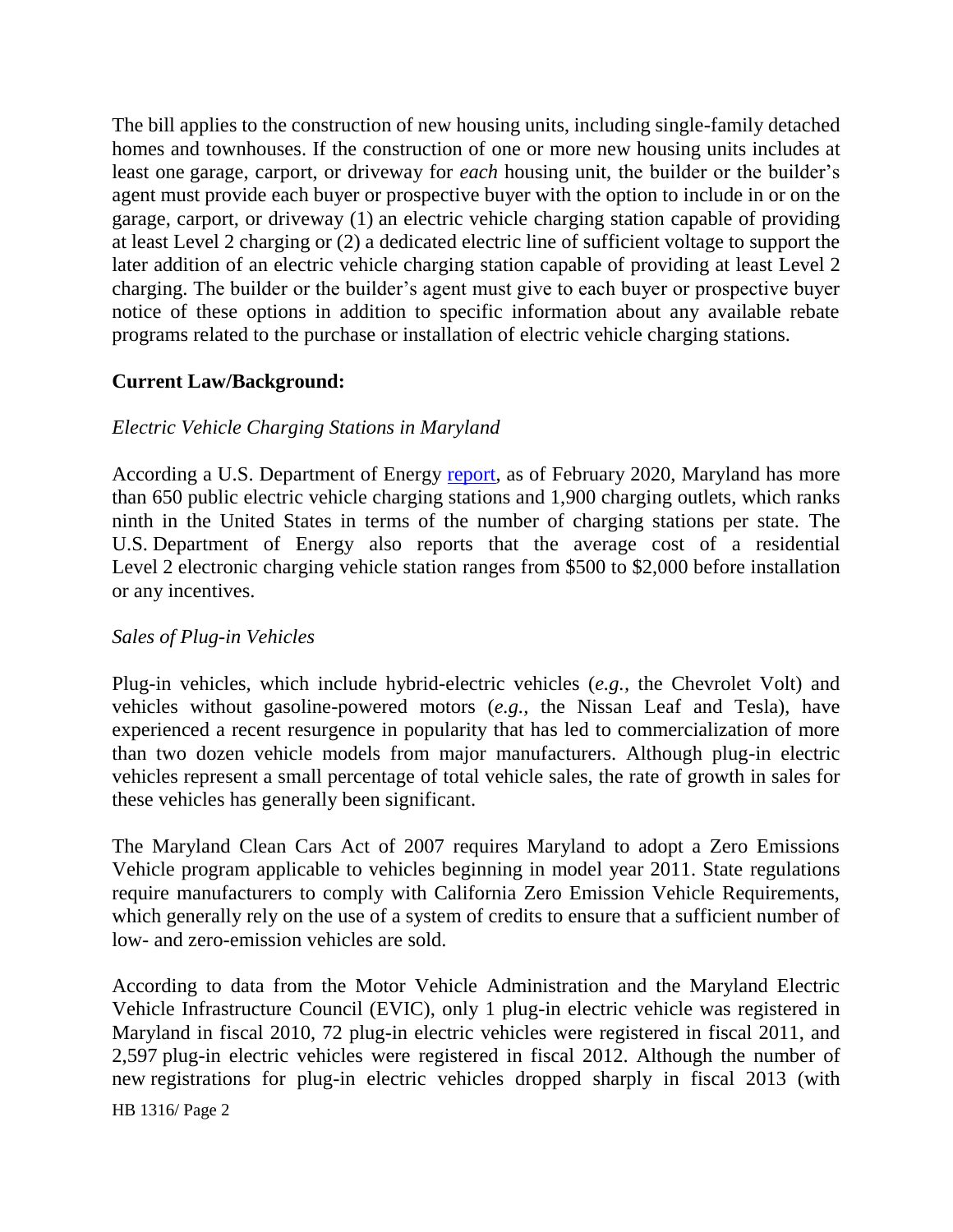The bill applies to the construction of new housing units, including single-family detached homes and townhouses. If the construction of one or more new housing units includes at least one garage, carport, or driveway for *each* housing unit, the builder or the builder's agent must provide each buyer or prospective buyer with the option to include in or on the garage, carport, or driveway (1) an electric vehicle charging station capable of providing at least Level 2 charging or (2) a dedicated electric line of sufficient voltage to support the later addition of an electric vehicle charging station capable of providing at least Level 2 charging. The builder or the builder's agent must give to each buyer or prospective buyer notice of these options in addition to specific information about any available rebate programs related to the purchase or installation of electric vehicle charging stations.

**Current Law/Background:**

*Electric Vehicle Charging Stations in Maryland*

According a U.S. Department of Energy report, as of February 2020, Maryland has more than 650 public electric vehicle charging stations and 1,900 charging outlets, which ranks ninth in the United States in terms of the number of charging stations per state. The U.S. Department of Energy also reports that the average cost of a residential Level 2 electronic charging vehicle station ranges from $500 to $2,000 before installation or any incentives.

*Sales of Plug-in Vehicles*

Plug-in vehicles, which include hybrid-electric vehicles (*e.g.,* the Chevrolet Volt) and vehicles without gasoline-powered motors (*e.g.,* the Nissan Leaf and Tesla), have experienced a recent resurgence in popularity that has led to commercialization of more than two dozen vehicle models from major manufacturers. Although plug-in electric vehicles represent a small percentage of total vehicle sales, the rate of growth in sales for these vehicles has generally been significant.

The Maryland Clean Cars Act of 2007 requires Maryland to adopt a Zero Emissions Vehicle program applicable to vehicles beginning in model year 2011. State regulations require manufacturers to comply with California Zero Emission Vehicle Requirements, which generally rely on the use of a system of credits to ensure that a sufficient number of low- and zero-emission vehicles are sold.

According to data from the Motor Vehicle Administration and the Maryland Electric Vehicle Infrastructure Council (EVIC), only 1 plug-in electric vehicle was registered in Maryland in fiscal 2010, 72 plug-in electric vehicles were registered in fiscal 2011, and 2,597 plug-in electric vehicles were registered in fiscal 2012. Although the number of new registrations for plug-in electric vehicles dropped sharply in fiscal 2013 (with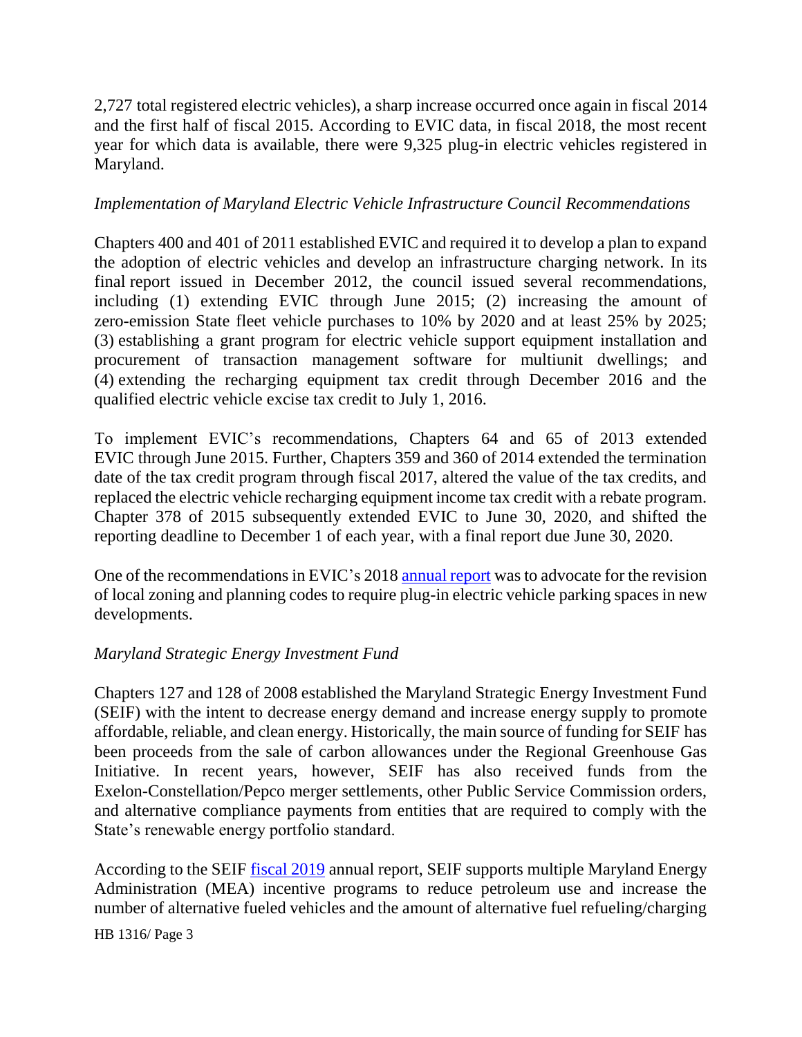2,727 total registered electric vehicles), a sharp increase occurred once again in fiscal 2014 and the first half of fiscal 2015. According to EVIC data, in fiscal 2018, the most recent year for which data is available, there were 9,325 plug-in electric vehicles registered in Maryland.

*Implementation of Maryland Electric Vehicle Infrastructure Council Recommendations*

Chapters 400 and 401 of 2011 established EVIC and required it to develop a plan to expand the adoption of electric vehicles and develop an infrastructure charging network. In its final report issued in December 2012, the council issued several recommendations, including (1) extending EVIC through June 2015; (2) increasing the amount of zero-emission State fleet vehicle purchases to 10% by 2020 and at least 25% by 2025; (3) establishing a grant program for electric vehicle support equipment installation and procurement of transaction management software for multiunit dwellings; and (4) extending the recharging equipment tax credit through December 2016 and the qualified electric vehicle excise tax credit to July 1, 2016.

To implement EVIC's recommendations, Chapters 64 and 65 of 2013 extended EVIC through June 2015. Further, Chapters 359 and 360 of 2014 extended the termination date of the tax credit program through fiscal 2017, altered the value of the tax credits, and replaced the electric vehicle recharging equipment income tax credit with a rebate program. Chapter 378 of 2015 subsequently extended EVIC to June 30, 2020, and shifted the reporting deadline to December 1 of each year, with a final report due June 30, 2020.

One of the recommendations in EVIC's 2018 annual report was to advocate for the revision of local zoning and planning codes to require plug-in electric vehicle parking spaces in new developments.

*Maryland Strategic Energy Investment Fund*

Chapters 127 and 128 of 2008 established the Maryland Strategic Energy Investment Fund (SEIF) with the intent to decrease energy demand and increase energy supply to promote affordable, reliable, and clean energy. Historically, the main source of funding for SEIF has been proceeds from the sale of carbon allowances under the Regional Greenhouse Gas Initiative. In recent years, however, SEIF has also received funds from the Exelon-Constellation/Pepco merger settlements, other Public Service Commission orders, and alternative compliance payments from entities that are required to comply with the State's renewable energy portfolio standard.

According to the SEIF fiscal 2019 annual report, SEIF supports multiple Maryland Energy Administration (MEA) incentive programs to reduce petroleum use and increase the number of alternative fueled vehicles and the amount of alternative fuel refueling/charging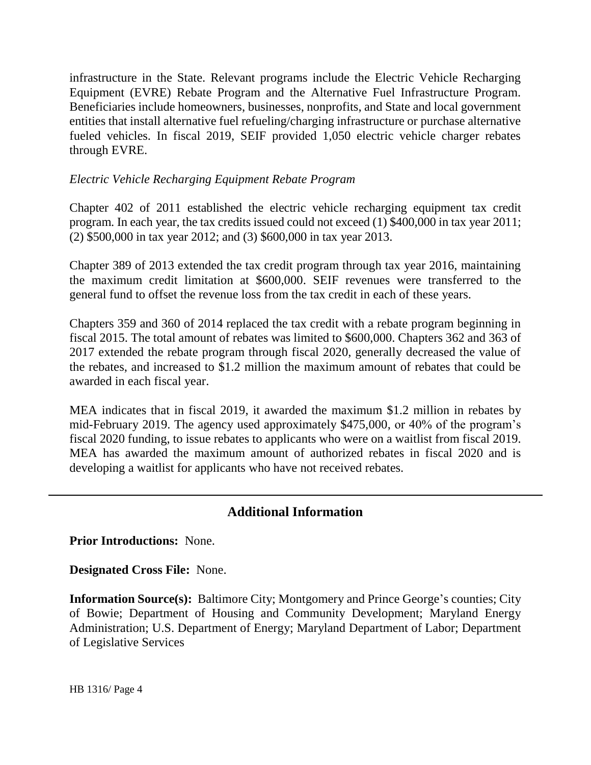infrastructure in the State. Relevant programs include the Electric Vehicle Recharging Equipment (EVRE) Rebate Program and the Alternative Fuel Infrastructure Program. Beneficiaries include homeowners, businesses, nonprofits, and State and local government entities that install alternative fuel refueling/charging infrastructure or purchase alternative fueled vehicles. In fiscal 2019, SEIF provided 1,050 electric vehicle charger rebates through EVRE.

*Electric Vehicle Recharging Equipment Rebate Program*

Chapter 402 of 2011 established the electric vehicle recharging equipment tax credit program. In each year, the tax credits issued could not exceed (1) $400,000 in tax year 2011; (2) $500,000 in tax year 2012; and (3) $600,000 in tax year 2013.

Chapter 389 of 2013 extended the tax credit program through tax year 2016, maintaining the maximum credit limitation at $600,000. SEIF revenues were transferred to the general fund to offset the revenue loss from the tax credit in each of these years.

Chapters 359 and 360 of 2014 replaced the tax credit with a rebate program beginning in fiscal 2015. The total amount of rebates was limited to $600,000. Chapters 362 and 363 of 2017 extended the rebate program through fiscal 2020, generally decreased the value of the rebates, and increased to $1.2 million the maximum amount of rebates that could be awarded in each fiscal year.

MEA indicates that in fiscal 2019, it awarded the maximum $1.2 million in rebates by mid-February 2019. The agency used approximately $475,000, or 40% of the program's fiscal 2020 funding, to issue rebates to applicants who were on a waitlist from fiscal 2019. MEA has awarded the maximum amount of authorized rebates in fiscal 2020 and is developing a waitlist for applicants who have not received rebates.

---

## Additional Information

**Prior Introductions:** None.

**Designated Cross File:** None.

**Information Source(s):** Baltimore City; Montgomery and Prince George's counties; City of Bowie; Department of Housing and Community Development; Maryland Energy Administration; U.S. Department of Energy; Maryland Department of Labor; Department of Legislative Services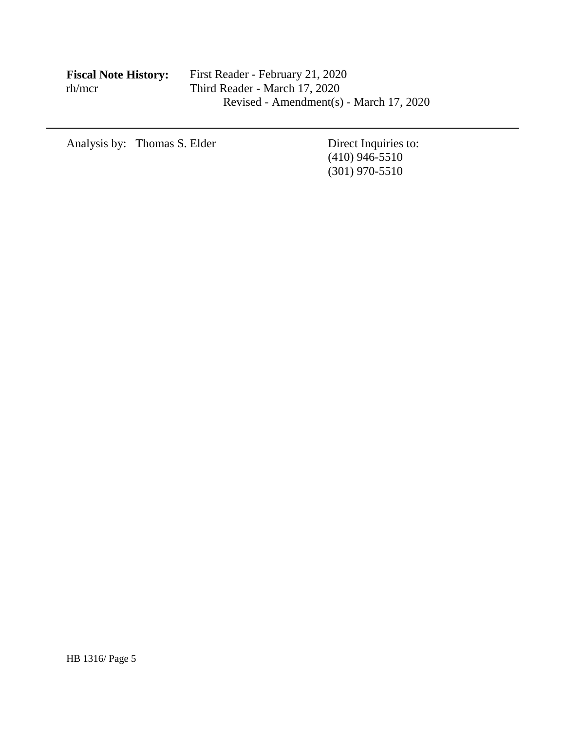**Fiscal Note History:** First Reader - February 21, 2020
rh/mcr Third Reader - March 17, 2020
Revised - Amendment(s) - March 17, 2020

---

Analysis by: Thomas S. Elder

Direct Inquiries to:
(410) 946-5510
(301) 970-5510